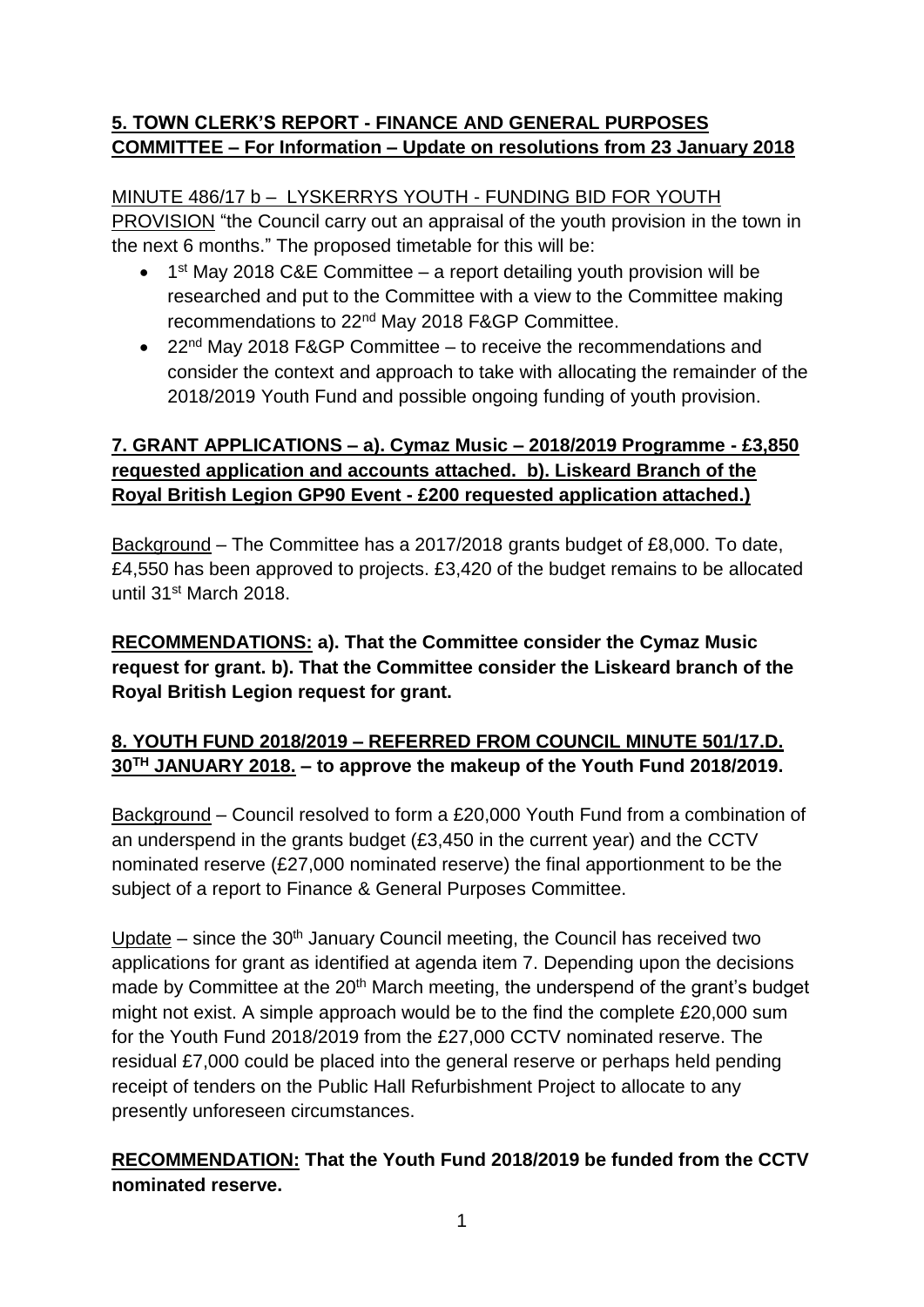**5. TOWN CLERK'S REPORT - FINANCE AND GENERAL PURPOSES COMMITTEE – For Information – Update on resolutions from 23 January 2018**

MINUTE 486/17 b – LYSKERRYS YOUTH - FUNDING BID FOR YOUTH PROVISION "the Council carry out an appraisal of the youth provision in the town in the next 6 months." The proposed timetable for this will be:

- 1st May 2018 C&E Committee – a report detailing youth provision will be researched and put to the Committee with a view to the Committee making recommendations to 22nd May 2018 F&GP Committee.
- 22nd May 2018 F&GP Committee – to receive the recommendations and consider the context and approach to take with allocating the remainder of the 2018/2019 Youth Fund and possible ongoing funding of youth provision.

**7. GRANT APPLICATIONS – a). Cymaz Music – 2018/2019 Programme - £3,850 requested application and accounts attached. b). Liskeard Branch of the Royal British Legion GP90 Event - £200 requested application attached.)**

Background – The Committee has a 2017/2018 grants budget of £8,000. To date, £4,550 has been approved to projects. £3,420 of the budget remains to be allocated until 31st March 2018.

**RECOMMENDATIONS: a). That the Committee consider the Cymaz Music request for grant. b). That the Committee consider the Liskeard branch of the Royal British Legion request for grant.**

**8. YOUTH FUND 2018/2019 – REFERRED FROM COUNCIL MINUTE 501/17.D. 30TH JANUARY 2018. – to approve the makeup of the Youth Fund 2018/2019.**

Background – Council resolved to form a £20,000 Youth Fund from a combination of an underspend in the grants budget (£3,450 in the current year) and the CCTV nominated reserve (£27,000 nominated reserve) the final apportionment to be the subject of a report to Finance & General Purposes Committee.

Update – since the 30th January Council meeting, the Council has received two applications for grant as identified at agenda item 7. Depending upon the decisions made by Committee at the 20th March meeting, the underspend of the grant's budget might not exist. A simple approach would be to the find the complete £20,000 sum for the Youth Fund 2018/2019 from the £27,000 CCTV nominated reserve. The residual £7,000 could be placed into the general reserve or perhaps held pending receipt of tenders on the Public Hall Refurbishment Project to allocate to any presently unforeseen circumstances.

**RECOMMENDATION: That the Youth Fund 2018/2019 be funded from the CCTV nominated reserve.**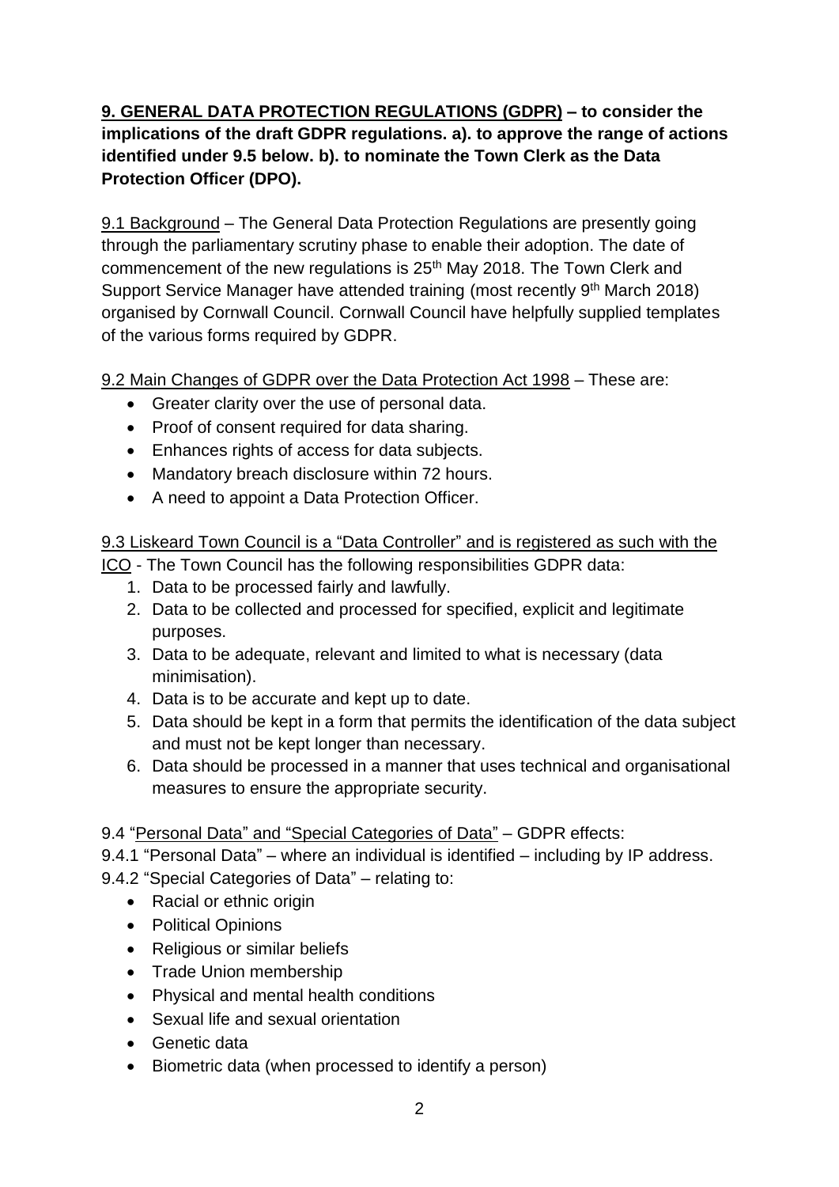**9. GENERAL DATA PROTECTION REGULATIONS (GDPR) – to consider the implications of the draft GDPR regulations. a). to approve the range of actions identified under 9.5 below. b). to nominate the Town Clerk as the Data Protection Officer (DPO).**

9.1 Background – The General Data Protection Regulations are presently going through the parliamentary scrutiny phase to enable their adoption. The date of commencement of the new regulations is 25th May 2018. The Town Clerk and Support Service Manager have attended training (most recently 9th March 2018) organised by Cornwall Council. Cornwall Council have helpfully supplied templates of the various forms required by GDPR.

9.2 Main Changes of GDPR over the Data Protection Act 1998 – These are:

- Greater clarity over the use of personal data.
- Proof of consent required for data sharing.
- Enhances rights of access for data subjects.
- Mandatory breach disclosure within 72 hours.
- A need to appoint a Data Protection Officer.

9.3 Liskeard Town Council is a "Data Controller" and is registered as such with the ICO - The Town Council has the following responsibilities GDPR data:

1. Data to be processed fairly and lawfully.
2. Data to be collected and processed for specified, explicit and legitimate purposes.
3. Data to be adequate, relevant and limited to what is necessary (data minimisation).
4. Data is to be accurate and kept up to date.
5. Data should be kept in a form that permits the identification of the data subject and must not be kept longer than necessary.
6. Data should be processed in a manner that uses technical and organisational measures to ensure the appropriate security.

9.4 "Personal Data" and "Special Categories of Data" – GDPR effects:

9.4.1 "Personal Data" – where an individual is identified – including by IP address.

9.4.2 "Special Categories of Data" – relating to:

- Racial or ethnic origin
- Political Opinions
- Religious or similar beliefs
- Trade Union membership
- Physical and mental health conditions
- Sexual life and sexual orientation
- Genetic data
- Biometric data (when processed to identify a person)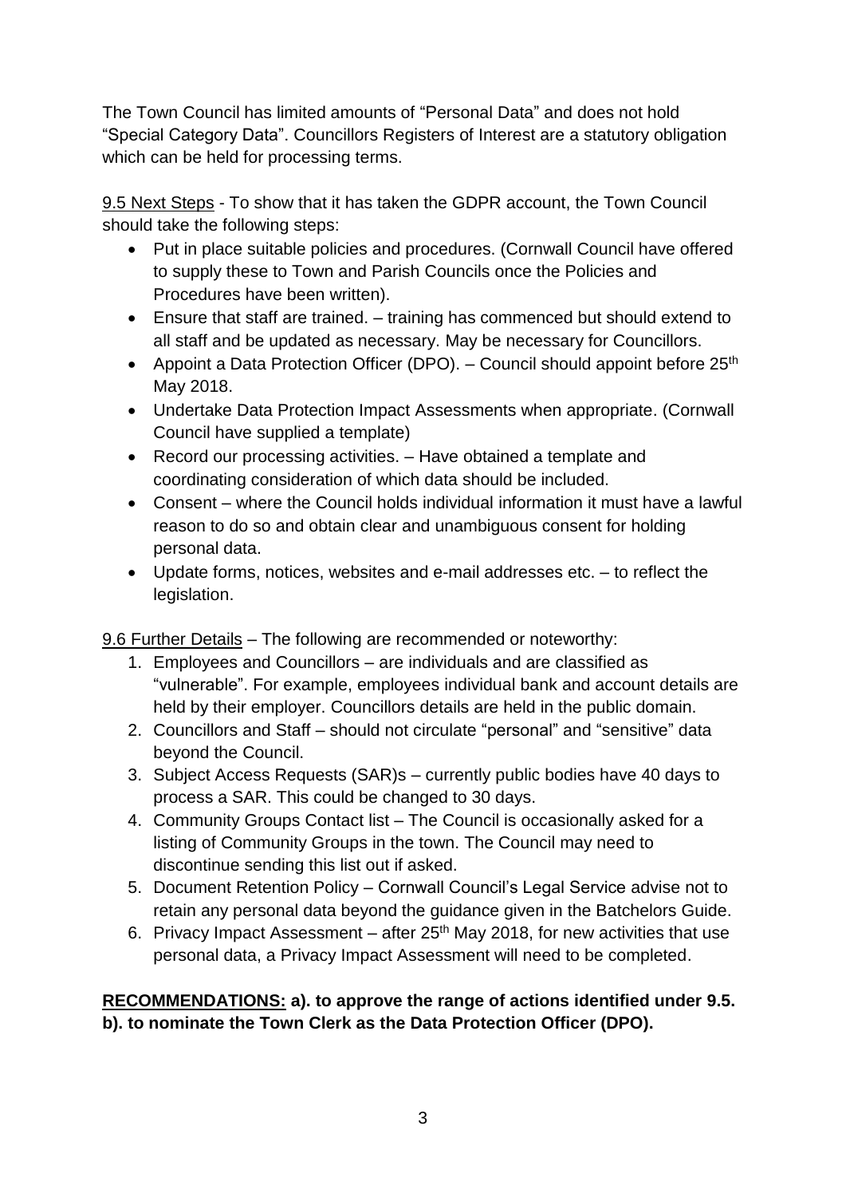The Town Council has limited amounts of "Personal Data" and does not hold "Special Category Data". Councillors Registers of Interest are a statutory obligation which can be held for processing terms.

9.5 Next Steps - To show that it has taken the GDPR account, the Town Council should take the following steps:

- Put in place suitable policies and procedures. (Cornwall Council have offered to supply these to Town and Parish Councils once the Policies and Procedures have been written).
- Ensure that staff are trained. – training has commenced but should extend to all staff and be updated as necessary. May be necessary for Councillors.
- Appoint a Data Protection Officer (DPO). – Council should appoint before 25th May 2018.
- Undertake Data Protection Impact Assessments when appropriate. (Cornwall Council have supplied a template)
- Record our processing activities. – Have obtained a template and coordinating consideration of which data should be included.
- Consent – where the Council holds individual information it must have a lawful reason to do so and obtain clear and unambiguous consent for holding personal data.
- Update forms, notices, websites and e-mail addresses etc. – to reflect the legislation.

9.6 Further Details – The following are recommended or noteworthy:

1. Employees and Councillors – are individuals and are classified as "vulnerable". For example, employees individual bank and account details are held by their employer. Councillors details are held in the public domain.
2. Councillors and Staff – should not circulate "personal" and "sensitive" data beyond the Council.
3. Subject Access Requests (SAR)s – currently public bodies have 40 days to process a SAR. This could be changed to 30 days.
4. Community Groups Contact list – The Council is occasionally asked for a listing of Community Groups in the town. The Council may need to discontinue sending this list out if asked.
5. Document Retention Policy – Cornwall Council's Legal Service advise not to retain any personal data beyond the guidance given in the Batchelors Guide.
6. Privacy Impact Assessment – after 25th May 2018, for new activities that use personal data, a Privacy Impact Assessment will need to be completed.

**RECOMMENDATIONS: a). to approve the range of actions identified under 9.5. b). to nominate the Town Clerk as the Data Protection Officer (DPO).**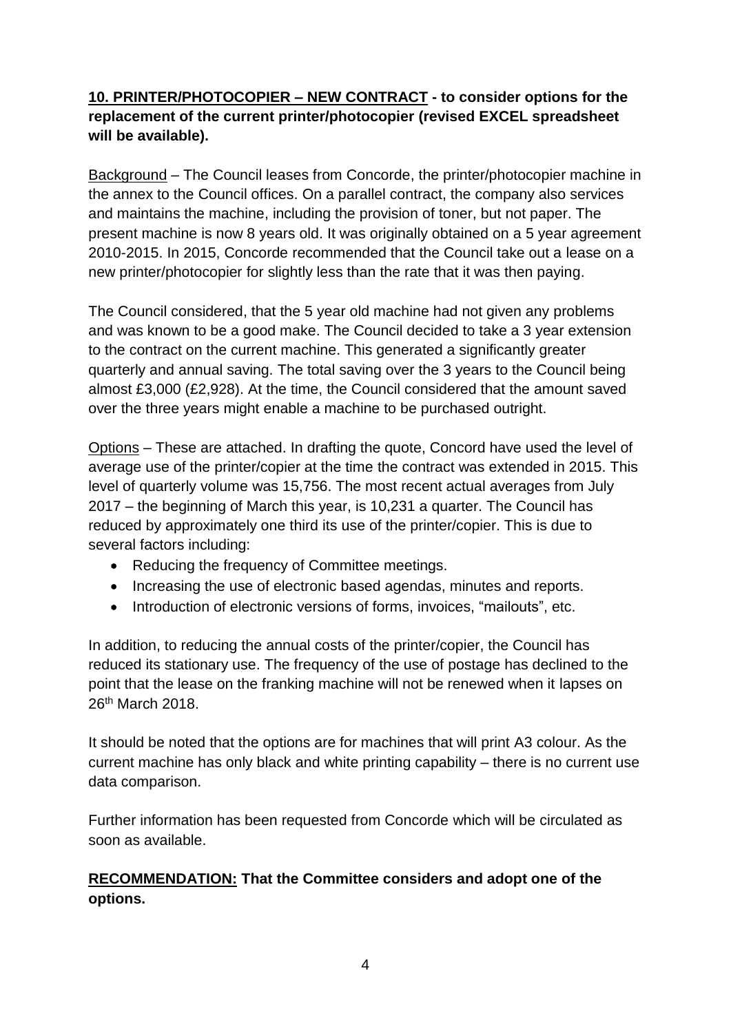**10. PRINTER/PHOTOCOPIER – NEW CONTRACT - to consider options for the replacement of the current printer/photocopier (revised EXCEL spreadsheet will be available).**

Background – The Council leases from Concorde, the printer/photocopier machine in the annex to the Council offices. On a parallel contract, the company also services and maintains the machine, including the provision of toner, but not paper. The present machine is now 8 years old. It was originally obtained on a 5 year agreement 2010-2015. In 2015, Concorde recommended that the Council take out a lease on a new printer/photocopier for slightly less than the rate that it was then paying.

The Council considered, that the 5 year old machine had not given any problems and was known to be a good make. The Council decided to take a 3 year extension to the contract on the current machine. This generated a significantly greater quarterly and annual saving. The total saving over the 3 years to the Council being almost £3,000 (£2,928). At the time, the Council considered that the amount saved over the three years might enable a machine to be purchased outright.

Options – These are attached. In drafting the quote, Concord have used the level of average use of the printer/copier at the time the contract was extended in 2015. This level of quarterly volume was 15,756. The most recent actual averages from July 2017 – the beginning of March this year, is 10,231 a quarter. The Council has reduced by approximately one third its use of the printer/copier. This is due to several factors including:

- Reducing the frequency of Committee meetings.
- Increasing the use of electronic based agendas, minutes and reports.
- Introduction of electronic versions of forms, invoices, "mailouts", etc.

In addition, to reducing the annual costs of the printer/copier, the Council has reduced its stationary use. The frequency of the use of postage has declined to the point that the lease on the franking machine will not be renewed when it lapses on 26th March 2018.

It should be noted that the options are for machines that will print A3 colour. As the current machine has only black and white printing capability – there is no current use data comparison.

Further information has been requested from Concorde which will be circulated as soon as available.

**RECOMMENDATION: That the Committee considers and adopt one of the options.**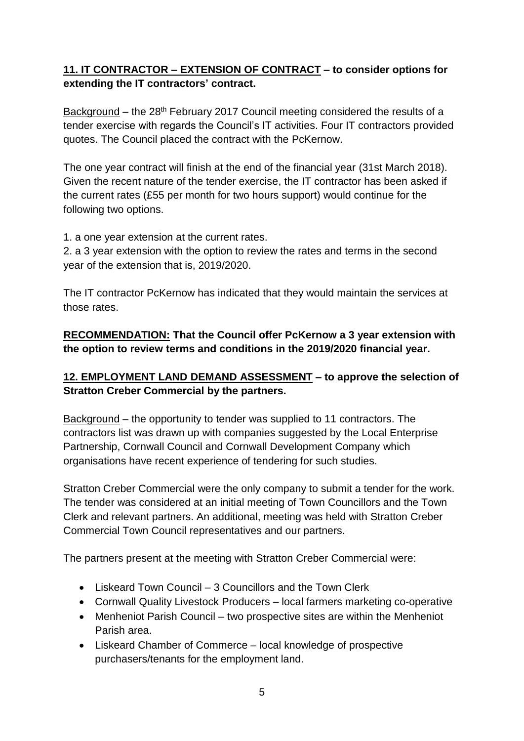**11. IT CONTRACTOR – EXTENSION OF CONTRACT – to consider options for extending the IT contractors' contract.**

Background – the 28th February 2017 Council meeting considered the results of a tender exercise with regards the Council's IT activities. Four IT contractors provided quotes. The Council placed the contract with the PcKernow.

The one year contract will finish at the end of the financial year (31st March 2018). Given the recent nature of the tender exercise, the IT contractor has been asked if the current rates (£55 per month for two hours support) would continue for the following two options.

1. a one year extension at the current rates.
2. a 3 year extension with the option to review the rates and terms in the second year of the extension that is, 2019/2020.

The IT contractor PcKernow has indicated that they would maintain the services at those rates.

**RECOMMENDATION: That the Council offer PcKernow a 3 year extension with the option to review terms and conditions in the 2019/2020 financial year.**

**12. EMPLOYMENT LAND DEMAND ASSESSMENT – to approve the selection of Stratton Creber Commercial by the partners.**

Background – the opportunity to tender was supplied to 11 contractors. The contractors list was drawn up with companies suggested by the Local Enterprise Partnership, Cornwall Council and Cornwall Development Company which organisations have recent experience of tendering for such studies.

Stratton Creber Commercial were the only company to submit a tender for the work. The tender was considered at an initial meeting of Town Councillors and the Town Clerk and relevant partners. An additional, meeting was held with Stratton Creber Commercial Town Council representatives and our partners.

The partners present at the meeting with Stratton Creber Commercial were:

- Liskeard Town Council – 3 Councillors and the Town Clerk
- Cornwall Quality Livestock Producers – local farmers marketing co-operative
- Menheniot Parish Council – two prospective sites are within the Menheniot Parish area.
- Liskeard Chamber of Commerce – local knowledge of prospective purchasers/tenants for the employment land.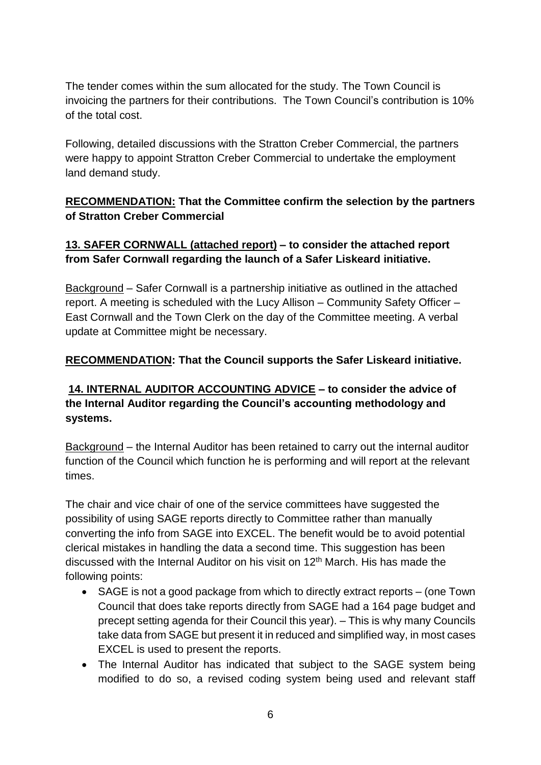The tender comes within the sum allocated for the study. The Town Council is invoicing the partners for their contributions. The Town Council's contribution is 10% of the total cost.

Following, detailed discussions with the Stratton Creber Commercial, the partners were happy to appoint Stratton Creber Commercial to undertake the employment land demand study.

**<u>RECOMMENDATION:</u> That the Committee confirm the selection by the partners of Stratton Creber Commercial**

**<u>13. SAFER CORNWALL (attached report)</u> – to consider the attached report from Safer Cornwall regarding the launch of a Safer Liskeard initiative.**

<u>Background</u> – Safer Cornwall is a partnership initiative as outlined in the attached report. A meeting is scheduled with the Lucy Allison – Community Safety Officer – East Cornwall and the Town Clerk on the day of the Committee meeting. A verbal update at Committee might be necessary.

**<u>RECOMMENDATION</u>: That the Council supports the Safer Liskeard initiative.**

**<u>14. INTERNAL AUDITOR ACCOUNTING ADVICE</u> – to consider the advice of the Internal Auditor regarding the Council's accounting methodology and systems.**

<u>Background</u> – the Internal Auditor has been retained to carry out the internal auditor function of the Council which function he is performing and will report at the relevant times.

The chair and vice chair of one of the service committees have suggested the possibility of using SAGE reports directly to Committee rather than manually converting the info from SAGE into EXCEL. The benefit would be to avoid potential clerical mistakes in handling the data a second time. This suggestion has been discussed with the Internal Auditor on his visit on 12th March. His has made the following points:

- SAGE is not a good package from which to directly extract reports – (one Town Council that does take reports directly from SAGE had a 164 page budget and precept setting agenda for their Council this year). – This is why many Councils take data from SAGE but present it in reduced and simplified way, in most cases EXCEL is used to present the reports.
- The Internal Auditor has indicated that subject to the SAGE system being modified to do so, a revised coding system being used and relevant staff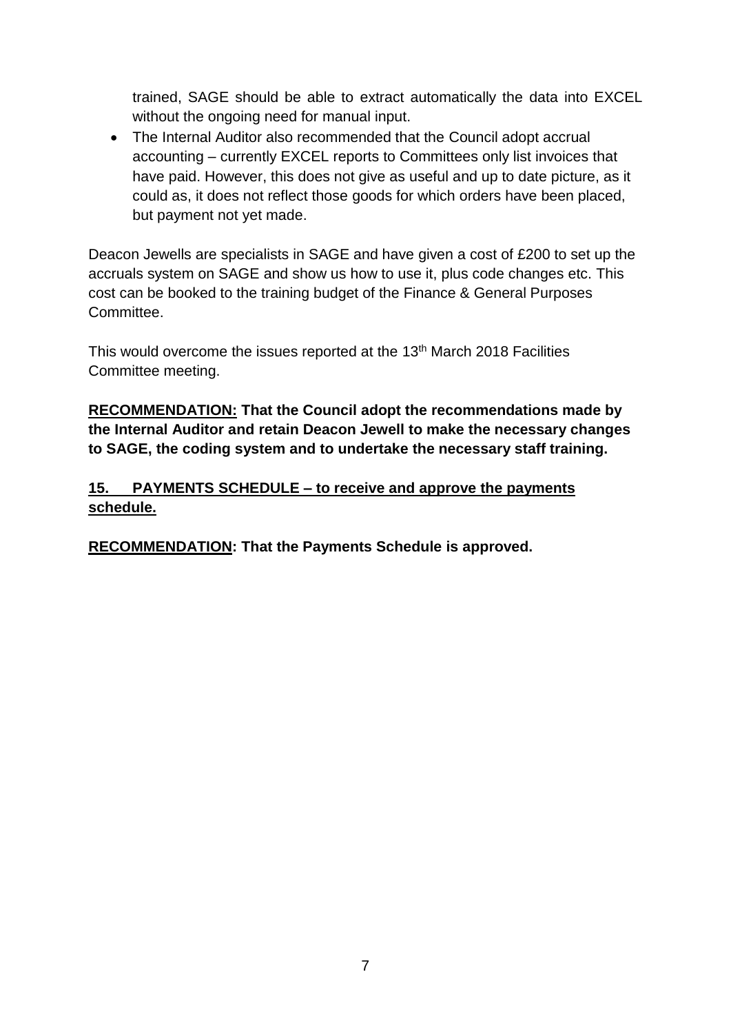trained, SAGE should be able to extract automatically the data into EXCEL without the ongoing need for manual input.

- The Internal Auditor also recommended that the Council adopt accrual accounting – currently EXCEL reports to Committees only list invoices that have paid. However, this does not give as useful and up to date picture, as it could as, it does not reflect those goods for which orders have been placed, but payment not yet made.

Deacon Jewells are specialists in SAGE and have given a cost of £200 to set up the accruals system on SAGE and show us how to use it, plus code changes etc. This cost can be booked to the training budget of the Finance & General Purposes Committee.

This would overcome the issues reported at the 13th March 2018 Facilities Committee meeting.

**<u>RECOMMENDATION:</u> That the Council adopt the recommendations made by the Internal Auditor and retain Deacon Jewell to make the necessary changes to SAGE, the coding system and to undertake the necessary staff training.**

**<u>15. PAYMENTS SCHEDULE – to receive and approve the payments schedule.</u>**

**<u>RECOMMENDATION</u>: That the Payments Schedule is approved.**